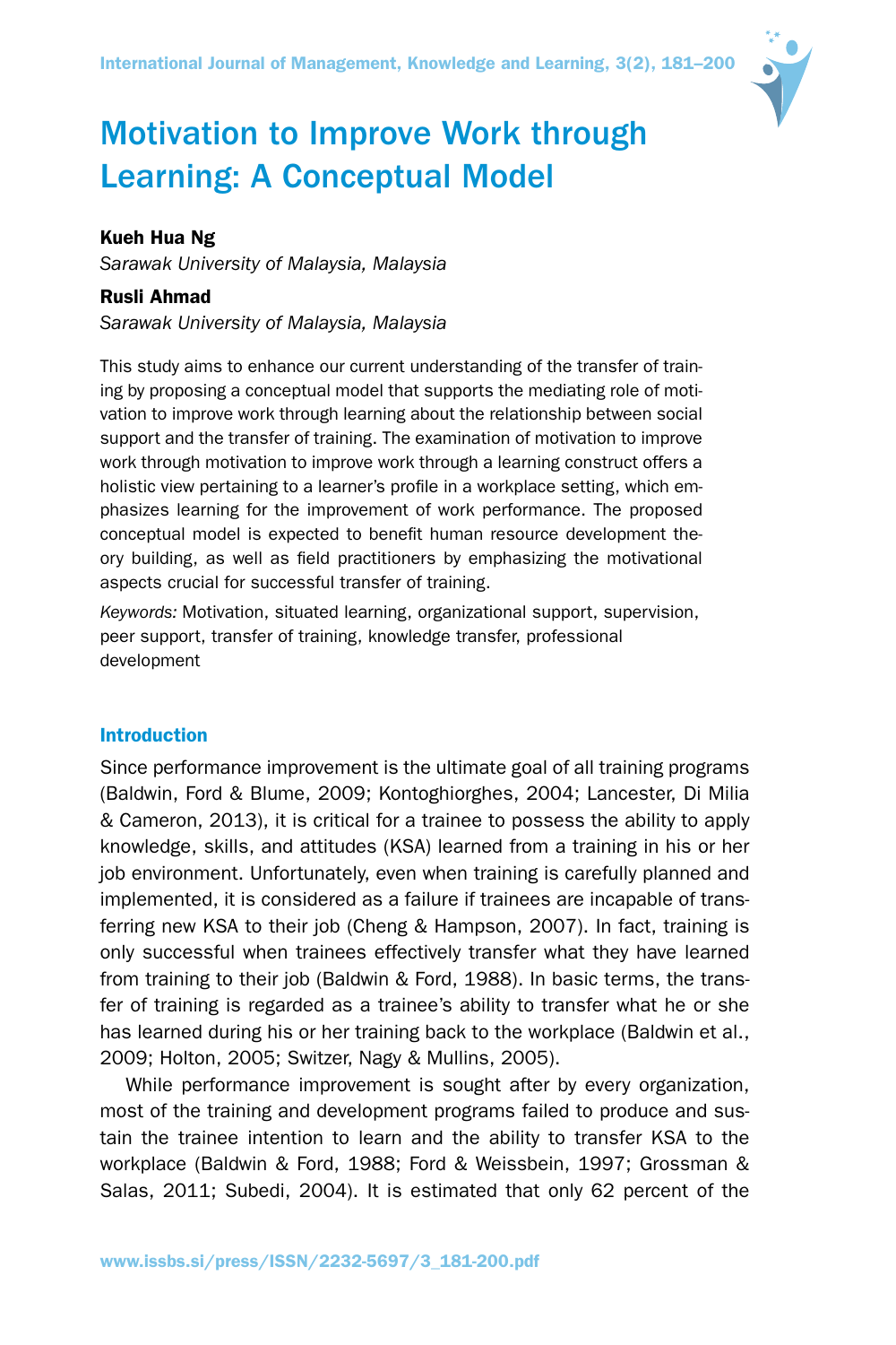# Motivation to Improve Work through Learning: A Conceptual Model

**Kueh Hua Ng**
*Sarawak University of Malaysia, Malaysia*

**Rusli Ahmad**
*Sarawak University of Malaysia, Malaysia*

This study aims to enhance our current understanding of the transfer of training by proposing a conceptual model that supports the mediating role of motivation to improve work through learning about the relationship between social support and the transfer of training. The examination of motivation to improve work through motivation to improve work through a learning construct offers a holistic view pertaining to a learner's profile in a workplace setting, which emphasizes learning for the improvement of work performance. The proposed conceptual model is expected to benefit human resource development theory building, as well as field practitioners by emphasizing the motivational aspects crucial for successful transfer of training.

*Keywords:* Motivation, situated learning, organizational support, supervision, peer support, transfer of training, knowledge transfer, professional development

## Introduction

Since performance improvement is the ultimate goal of all training programs (Baldwin, Ford & Blume, 2009; Kontoghiorghes, 2004; Lancester, Di Milia & Cameron, 2013), it is critical for a trainee to possess the ability to apply knowledge, skills, and attitudes (KSA) learned from a training in his or her job environment. Unfortunately, even when training is carefully planned and implemented, it is considered as a failure if trainees are incapable of transferring new KSA to their job (Cheng & Hampson, 2007). In fact, training is only successful when trainees effectively transfer what they have learned from training to their job (Baldwin & Ford, 1988). In basic terms, the transfer of training is regarded as a trainee's ability to transfer what he or she has learned during his or her training back to the workplace (Baldwin et al., 2009; Holton, 2005; Switzer, Nagy & Mullins, 2005).

While performance improvement is sought after by every organization, most of the training and development programs failed to produce and sustain the trainee intention to learn and the ability to transfer KSA to the workplace (Baldwin & Ford, 1988; Ford & Weissbein, 1997; Grossman & Salas, 2011; Subedi, 2004). It is estimated that only 62 percent of the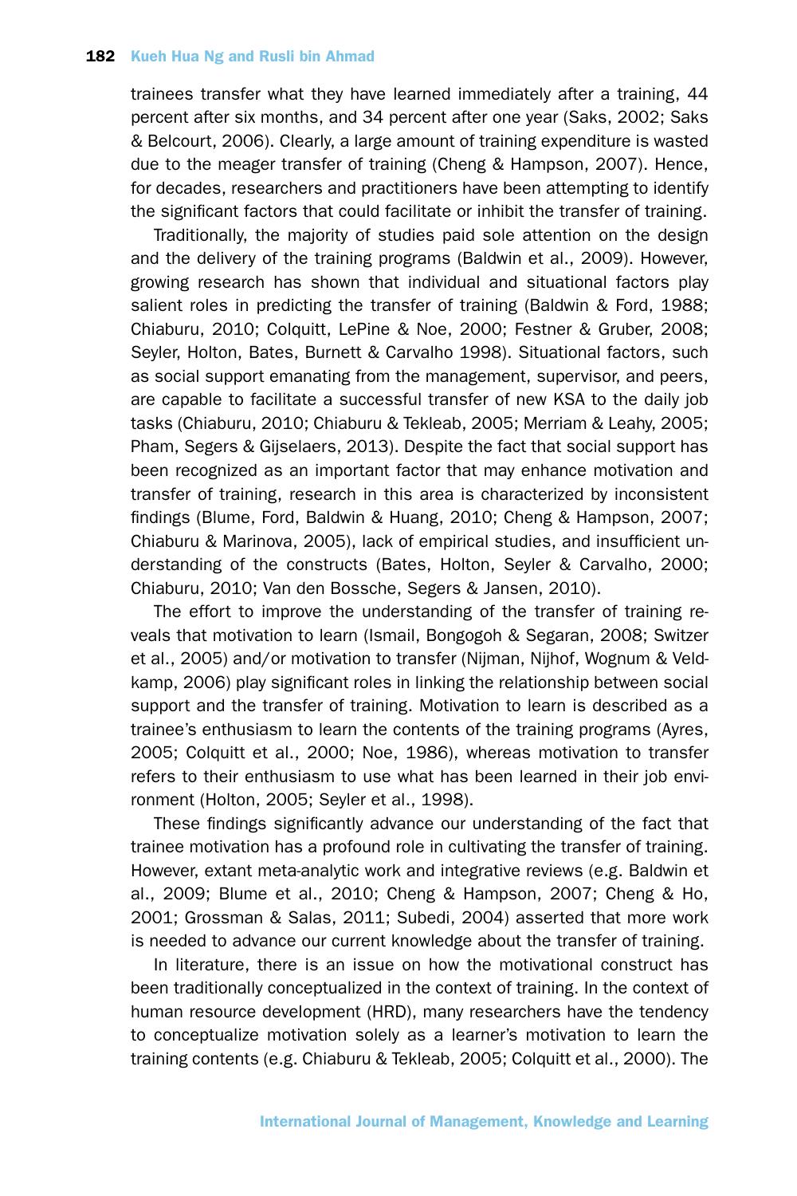trainees transfer what they have learned immediately after a training, 44 percent after six months, and 34 percent after one year (Saks, 2002; Saks & Belcourt, 2006). Clearly, a large amount of training expenditure is wasted due to the meager transfer of training (Cheng & Hampson, 2007). Hence, for decades, researchers and practitioners have been attempting to identify the significant factors that could facilitate or inhibit the transfer of training.

Traditionally, the majority of studies paid sole attention on the design and the delivery of the training programs (Baldwin et al., 2009). However, growing research has shown that individual and situational factors play salient roles in predicting the transfer of training (Baldwin & Ford, 1988; Chiaburu, 2010; Colquitt, LePine & Noe, 2000; Festner & Gruber, 2008; Seyler, Holton, Bates, Burnett & Carvalho 1998). Situational factors, such as social support emanating from the management, supervisor, and peers, are capable to facilitate a successful transfer of new KSA to the daily job tasks (Chiaburu, 2010; Chiaburu & Tekleab, 2005; Merriam & Leahy, 2005; Pham, Segers & Gijselaers, 2013). Despite the fact that social support has been recognized as an important factor that may enhance motivation and transfer of training, research in this area is characterized by inconsistent findings (Blume, Ford, Baldwin & Huang, 2010; Cheng & Hampson, 2007; Chiaburu & Marinova, 2005), lack of empirical studies, and insufficient understanding of the constructs (Bates, Holton, Seyler & Carvalho, 2000; Chiaburu, 2010; Van den Bossche, Segers & Jansen, 2010).

The effort to improve the understanding of the transfer of training reveals that motivation to learn (Ismail, Bongogoh & Segaran, 2008; Switzer et al., 2005) and/or motivation to transfer (Nijman, Nijhof, Wognum & Veldkamp, 2006) play significant roles in linking the relationship between social support and the transfer of training. Motivation to learn is described as a trainee's enthusiasm to learn the contents of the training programs (Ayres, 2005; Colquitt et al., 2000; Noe, 1986), whereas motivation to transfer refers to their enthusiasm to use what has been learned in their job environment (Holton, 2005; Seyler et al., 1998).

These findings significantly advance our understanding of the fact that trainee motivation has a profound role in cultivating the transfer of training. However, extant meta-analytic work and integrative reviews (e.g. Baldwin et al., 2009; Blume et al., 2010; Cheng & Hampson, 2007; Cheng & Ho, 2001; Grossman & Salas, 2011; Subedi, 2004) asserted that more work is needed to advance our current knowledge about the transfer of training.

In literature, there is an issue on how the motivational construct has been traditionally conceptualized in the context of training. In the context of human resource development (HRD), many researchers have the tendency to conceptualize motivation solely as a learner's motivation to learn the training contents (e.g. Chiaburu & Tekleab, 2005; Colquitt et al., 2000). The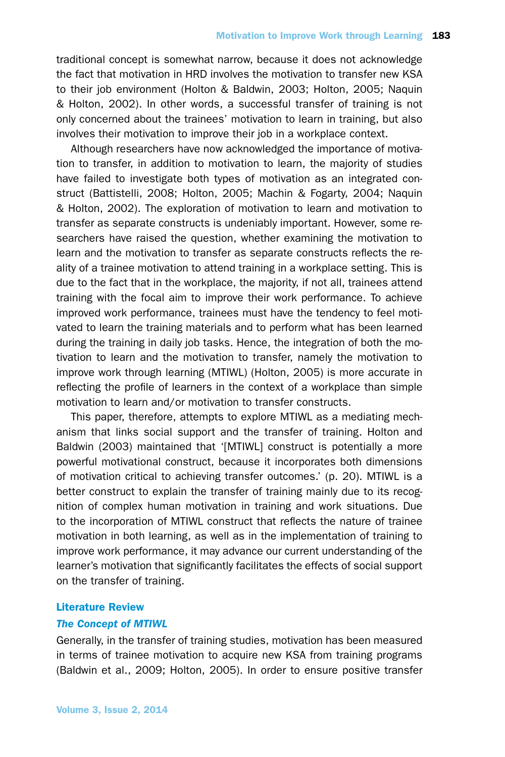traditional concept is somewhat narrow, because it does not acknowledge the fact that motivation in HRD involves the motivation to transfer new KSA to their job environment (Holton & Baldwin, 2003; Holton, 2005; Naquin & Holton, 2002). In other words, a successful transfer of training is not only concerned about the trainees' motivation to learn in training, but also involves their motivation to improve their job in a workplace context.

Although researchers have now acknowledged the importance of motivation to transfer, in addition to motivation to learn, the majority of studies have failed to investigate both types of motivation as an integrated construct (Battistelli, 2008; Holton, 2005; Machin & Fogarty, 2004; Naquin & Holton, 2002). The exploration of motivation to learn and motivation to transfer as separate constructs is undeniably important. However, some researchers have raised the question, whether examining the motivation to learn and the motivation to transfer as separate constructs reflects the reality of a trainee motivation to attend training in a workplace setting. This is due to the fact that in the workplace, the majority, if not all, trainees attend training with the focal aim to improve their work performance. To achieve improved work performance, trainees must have the tendency to feel motivated to learn the training materials and to perform what has been learned during the training in daily job tasks. Hence, the integration of both the motivation to learn and the motivation to transfer, namely the motivation to improve work through learning (MTIWL) (Holton, 2005) is more accurate in reflecting the profile of learners in the context of a workplace than simple motivation to learn and/or motivation to transfer constructs.

This paper, therefore, attempts to explore MTIWL as a mediating mechanism that links social support and the transfer of training. Holton and Baldwin (2003) maintained that '[MTIWL] construct is potentially a more powerful motivational construct, because it incorporates both dimensions of motivation critical to achieving transfer outcomes.' (p. 20). MTIWL is a better construct to explain the transfer of training mainly due to its recognition of complex human motivation in training and work situations. Due to the incorporation of MTIWL construct that reflects the nature of trainee motivation in both learning, as well as in the implementation of training to improve work performance, it may advance our current understanding of the learner's motivation that significantly facilitates the effects of social support on the transfer of training.

## Literature Review

### *The Concept of MTIWL*

Generally, in the transfer of training studies, motivation has been measured in terms of trainee motivation to acquire new KSA from training programs (Baldwin et al., 2009; Holton, 2005). In order to ensure positive transfer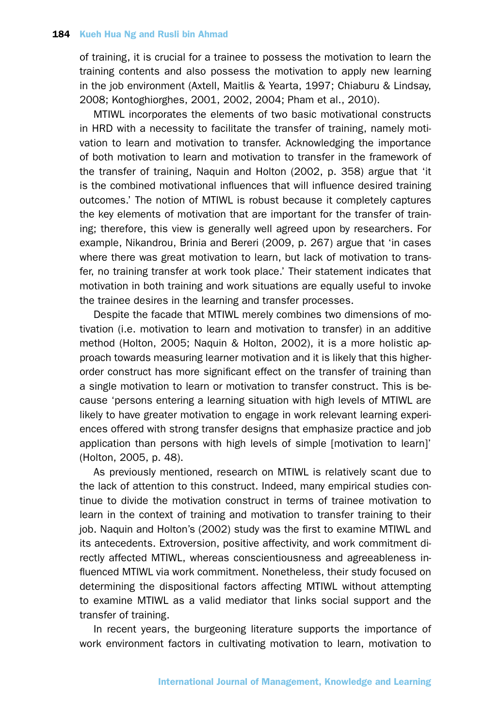of training, it is crucial for a trainee to possess the motivation to learn the training contents and also possess the motivation to apply new learning in the job environment (Axtell, Maitlis & Yearta, 1997; Chiaburu & Lindsay, 2008; Kontoghiorghes, 2001, 2002, 2004; Pham et al., 2010).

MTIWL incorporates the elements of two basic motivational constructs in HRD with a necessity to facilitate the transfer of training, namely motivation to learn and motivation to transfer. Acknowledging the importance of both motivation to learn and motivation to transfer in the framework of the transfer of training, Naquin and Holton (2002, p. 358) argue that 'it is the combined motivational influences that will influence desired training outcomes.' The notion of MTIWL is robust because it completely captures the key elements of motivation that are important for the transfer of training; therefore, this view is generally well agreed upon by researchers. For example, Nikandrou, Brinia and Bereri (2009, p. 267) argue that 'in cases where there was great motivation to learn, but lack of motivation to transfer, no training transfer at work took place.' Their statement indicates that motivation in both training and work situations are equally useful to invoke the trainee desires in the learning and transfer processes.

Despite the facade that MTIWL merely combines two dimensions of motivation (i.e. motivation to learn and motivation to transfer) in an additive method (Holton, 2005; Naquin & Holton, 2002), it is a more holistic approach towards measuring learner motivation and it is likely that this higher-order construct has more significant effect on the transfer of training than a single motivation to learn or motivation to transfer construct. This is because 'persons entering a learning situation with high levels of MTIWL are likely to have greater motivation to engage in work relevant learning experiences offered with strong transfer designs that emphasize practice and job application than persons with high levels of simple [motivation to learn]' (Holton, 2005, p. 48).

As previously mentioned, research on MTIWL is relatively scant due to the lack of attention to this construct. Indeed, many empirical studies continue to divide the motivation construct in terms of trainee motivation to learn in the context of training and motivation to transfer training to their job. Naquin and Holton's (2002) study was the first to examine MTIWL and its antecedents. Extroversion, positive affectivity, and work commitment directly affected MTIWL, whereas conscientiousness and agreeableness influenced MTIWL via work commitment. Nonetheless, their study focused on determining the dispositional factors affecting MTIWL without attempting to examine MTIWL as a valid mediator that links social support and the transfer of training.

In recent years, the burgeoning literature supports the importance of work environment factors in cultivating motivation to learn, motivation to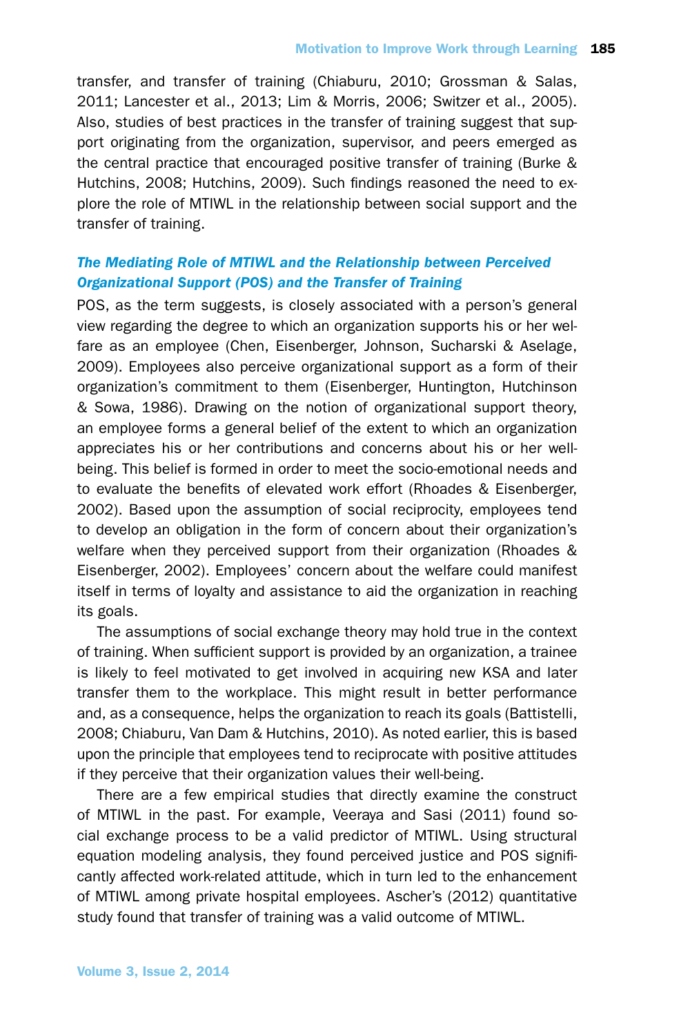transfer, and transfer of training (Chiaburu, 2010; Grossman & Salas, 2011; Lancester et al., 2013; Lim & Morris, 2006; Switzer et al., 2005). Also, studies of best practices in the transfer of training suggest that support originating from the organization, supervisor, and peers emerged as the central practice that encouraged positive transfer of training (Burke & Hutchins, 2008; Hutchins, 2009). Such findings reasoned the need to explore the role of MTIWL in the relationship between social support and the transfer of training.

### *The Mediating Role of MTIWL and the Relationship between Perceived Organizational Support (POS) and the Transfer of Training*

POS, as the term suggests, is closely associated with a person's general view regarding the degree to which an organization supports his or her welfare as an employee (Chen, Eisenberger, Johnson, Sucharski & Aselage, 2009). Employees also perceive organizational support as a form of their organization's commitment to them (Eisenberger, Huntington, Hutchinson & Sowa, 1986). Drawing on the notion of organizational support theory, an employee forms a general belief of the extent to which an organization appreciates his or her contributions and concerns about his or her wellbeing. This belief is formed in order to meet the socio-emotional needs and to evaluate the benefits of elevated work effort (Rhoades & Eisenberger, 2002). Based upon the assumption of social reciprocity, employees tend to develop an obligation in the form of concern about their organization's welfare when they perceived support from their organization (Rhoades & Eisenberger, 2002). Employees' concern about the welfare could manifest itself in terms of loyalty and assistance to aid the organization in reaching its goals.

The assumptions of social exchange theory may hold true in the context of training. When sufficient support is provided by an organization, a trainee is likely to feel motivated to get involved in acquiring new KSA and later transfer them to the workplace. This might result in better performance and, as a consequence, helps the organization to reach its goals (Battistelli, 2008; Chiaburu, Van Dam & Hutchins, 2010). As noted earlier, this is based upon the principle that employees tend to reciprocate with positive attitudes if they perceive that their organization values their well-being.

There are a few empirical studies that directly examine the construct of MTIWL in the past. For example, Veeraya and Sasi (2011) found social exchange process to be a valid predictor of MTIWL. Using structural equation modeling analysis, they found perceived justice and POS significantly affected work-related attitude, which in turn led to the enhancement of MTIWL among private hospital employees. Ascher's (2012) quantitative study found that transfer of training was a valid outcome of MTIWL.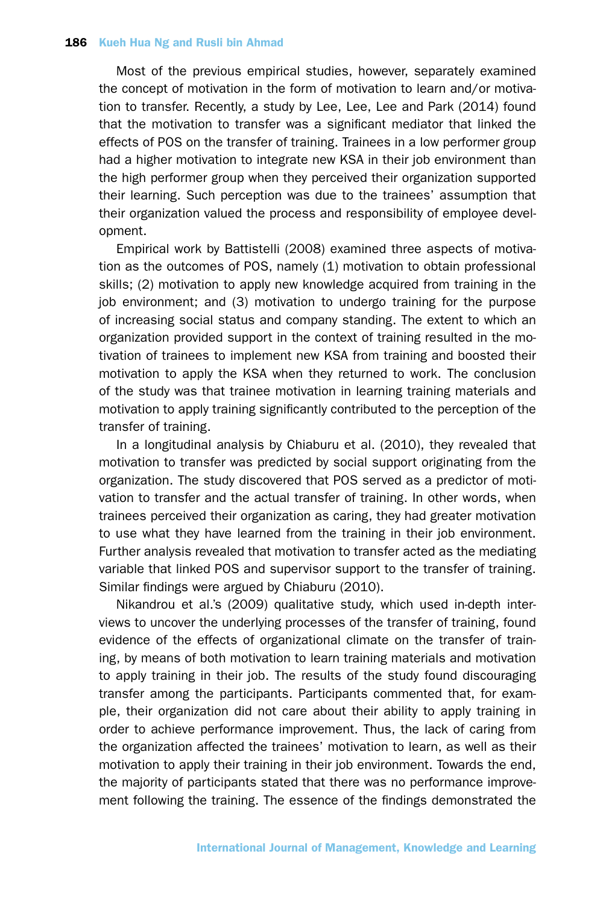Most of the previous empirical studies, however, separately examined the concept of motivation in the form of motivation to learn and/or motivation to transfer. Recently, a study by Lee, Lee, Lee and Park (2014) found that the motivation to transfer was a significant mediator that linked the effects of POS on the transfer of training. Trainees in a low performer group had a higher motivation to integrate new KSA in their job environment than the high performer group when they perceived their organization supported their learning. Such perception was due to the trainees' assumption that their organization valued the process and responsibility of employee development.

Empirical work by Battistelli (2008) examined three aspects of motivation as the outcomes of POS, namely (1) motivation to obtain professional skills; (2) motivation to apply new knowledge acquired from training in the job environment; and (3) motivation to undergo training for the purpose of increasing social status and company standing. The extent to which an organization provided support in the context of training resulted in the motivation of trainees to implement new KSA from training and boosted their motivation to apply the KSA when they returned to work. The conclusion of the study was that trainee motivation in learning training materials and motivation to apply training significantly contributed to the perception of the transfer of training.

In a longitudinal analysis by Chiaburu et al. (2010), they revealed that motivation to transfer was predicted by social support originating from the organization. The study discovered that POS served as a predictor of motivation to transfer and the actual transfer of training. In other words, when trainees perceived their organization as caring, they had greater motivation to use what they have learned from the training in their job environment. Further analysis revealed that motivation to transfer acted as the mediating variable that linked POS and supervisor support to the transfer of training. Similar findings were argued by Chiaburu (2010).

Nikandrou et al.'s (2009) qualitative study, which used in-depth interviews to uncover the underlying processes of the transfer of training, found evidence of the effects of organizational climate on the transfer of training, by means of both motivation to learn training materials and motivation to apply training in their job. The results of the study found discouraging transfer among the participants. Participants commented that, for example, their organization did not care about their ability to apply training in order to achieve performance improvement. Thus, the lack of caring from the organization affected the trainees' motivation to learn, as well as their motivation to apply their training in their job environment. Towards the end, the majority of participants stated that there was no performance improvement following the training. The essence of the findings demonstrated the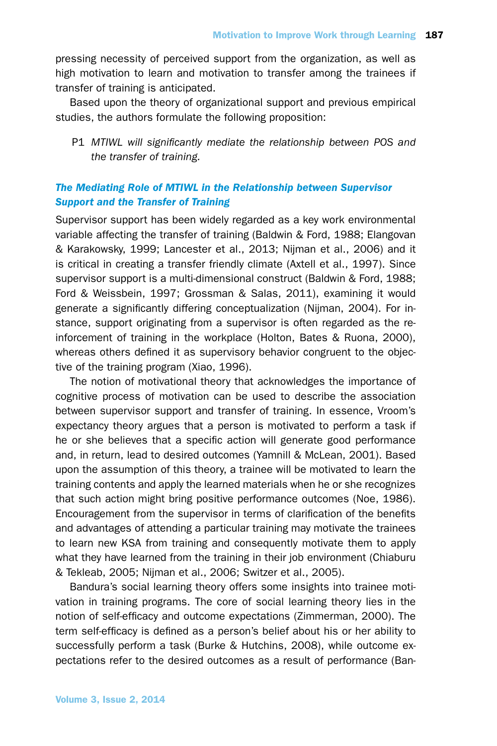pressing necessity of perceived support from the organization, as well as high motivation to learn and motivation to transfer among the trainees if transfer of training is anticipated.

Based upon the theory of organizational support and previous empirical studies, the authors formulate the following proposition:

> P1 *MTIWL will significantly mediate the relationship between POS and the transfer of training.*

### *The Mediating Role of MTIWL in the Relationship between Supervisor Support and the Transfer of Training*

Supervisor support has been widely regarded as a key work environmental variable affecting the transfer of training (Baldwin & Ford, 1988; Elangovan & Karakowsky, 1999; Lancester et al., 2013; Nijman et al., 2006) and it is critical in creating a transfer friendly climate (Axtell et al., 1997). Since supervisor support is a multi-dimensional construct (Baldwin & Ford, 1988; Ford & Weissbein, 1997; Grossman & Salas, 2011), examining it would generate a significantly differing conceptualization (Nijman, 2004). For instance, support originating from a supervisor is often regarded as the reinforcement of training in the workplace (Holton, Bates & Ruona, 2000), whereas others defined it as supervisory behavior congruent to the objective of the training program (Xiao, 1996).

The notion of motivational theory that acknowledges the importance of cognitive process of motivation can be used to describe the association between supervisor support and transfer of training. In essence, Vroom's expectancy theory argues that a person is motivated to perform a task if he or she believes that a specific action will generate good performance and, in return, lead to desired outcomes (Yamnill & McLean, 2001). Based upon the assumption of this theory, a trainee will be motivated to learn the training contents and apply the learned materials when he or she recognizes that such action might bring positive performance outcomes (Noe, 1986). Encouragement from the supervisor in terms of clarification of the benefits and advantages of attending a particular training may motivate the trainees to learn new KSA from training and consequently motivate them to apply what they have learned from the training in their job environment (Chiaburu & Tekleab, 2005; Nijman et al., 2006; Switzer et al., 2005).

Bandura's social learning theory offers some insights into trainee motivation in training programs. The core of social learning theory lies in the notion of self-efficacy and outcome expectations (Zimmerman, 2000). The term self-efficacy is defined as a person's belief about his or her ability to successfully perform a task (Burke & Hutchins, 2008), while outcome expectations refer to the desired outcomes as a result of performance (Ban-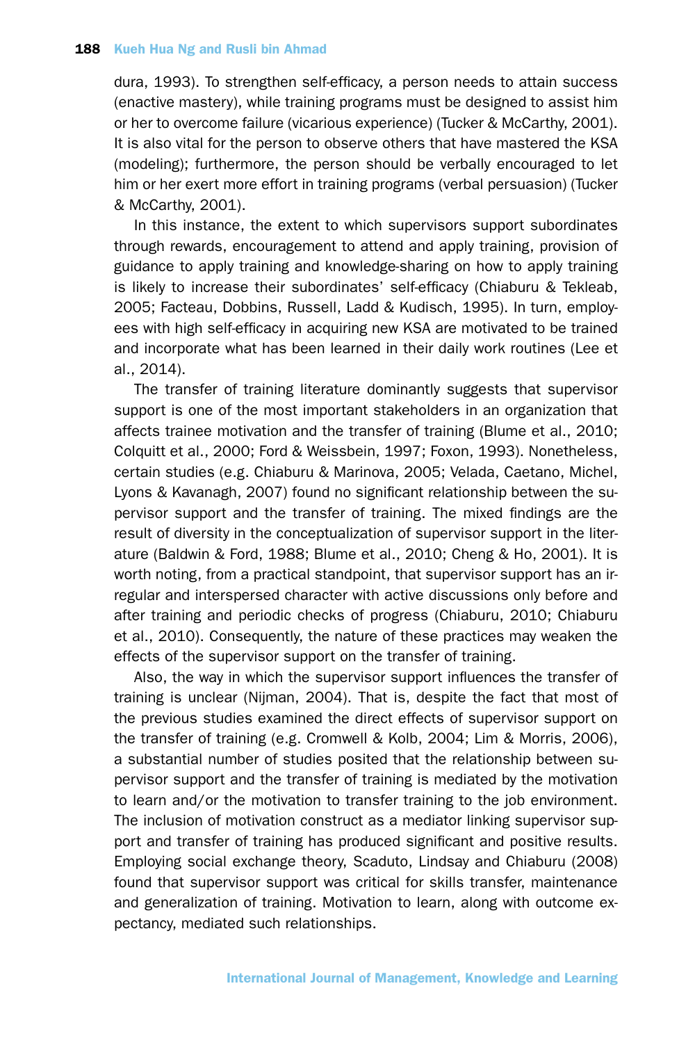dura, 1993). To strengthen self-efficacy, a person needs to attain success (enactive mastery), while training programs must be designed to assist him or her to overcome failure (vicarious experience) (Tucker & McCarthy, 2001). It is also vital for the person to observe others that have mastered the KSA (modeling); furthermore, the person should be verbally encouraged to let him or her exert more effort in training programs (verbal persuasion) (Tucker & McCarthy, 2001).

In this instance, the extent to which supervisors support subordinates through rewards, encouragement to attend and apply training, provision of guidance to apply training and knowledge-sharing on how to apply training is likely to increase their subordinates' self-efficacy (Chiaburu & Tekleab, 2005; Facteau, Dobbins, Russell, Ladd & Kudisch, 1995). In turn, employees with high self-efficacy in acquiring new KSA are motivated to be trained and incorporate what has been learned in their daily work routines (Lee et al., 2014).

The transfer of training literature dominantly suggests that supervisor support is one of the most important stakeholders in an organization that affects trainee motivation and the transfer of training (Blume et al., 2010; Colquitt et al., 2000; Ford & Weissbein, 1997; Foxon, 1993). Nonetheless, certain studies (e.g. Chiaburu & Marinova, 2005; Velada, Caetano, Michel, Lyons & Kavanagh, 2007) found no significant relationship between the supervisor support and the transfer of training. The mixed findings are the result of diversity in the conceptualization of supervisor support in the literature (Baldwin & Ford, 1988; Blume et al., 2010; Cheng & Ho, 2001). It is worth noting, from a practical standpoint, that supervisor support has an irregular and interspersed character with active discussions only before and after training and periodic checks of progress (Chiaburu, 2010; Chiaburu et al., 2010). Consequently, the nature of these practices may weaken the effects of the supervisor support on the transfer of training.

Also, the way in which the supervisor support influences the transfer of training is unclear (Nijman, 2004). That is, despite the fact that most of the previous studies examined the direct effects of supervisor support on the transfer of training (e.g. Cromwell & Kolb, 2004; Lim & Morris, 2006), a substantial number of studies posited that the relationship between supervisor support and the transfer of training is mediated by the motivation to learn and/or the motivation to transfer training to the job environment. The inclusion of motivation construct as a mediator linking supervisor support and transfer of training has produced significant and positive results. Employing social exchange theory, Scaduto, Lindsay and Chiaburu (2008) found that supervisor support was critical for skills transfer, maintenance and generalization of training. Motivation to learn, along with outcome expectancy, mediated such relationships.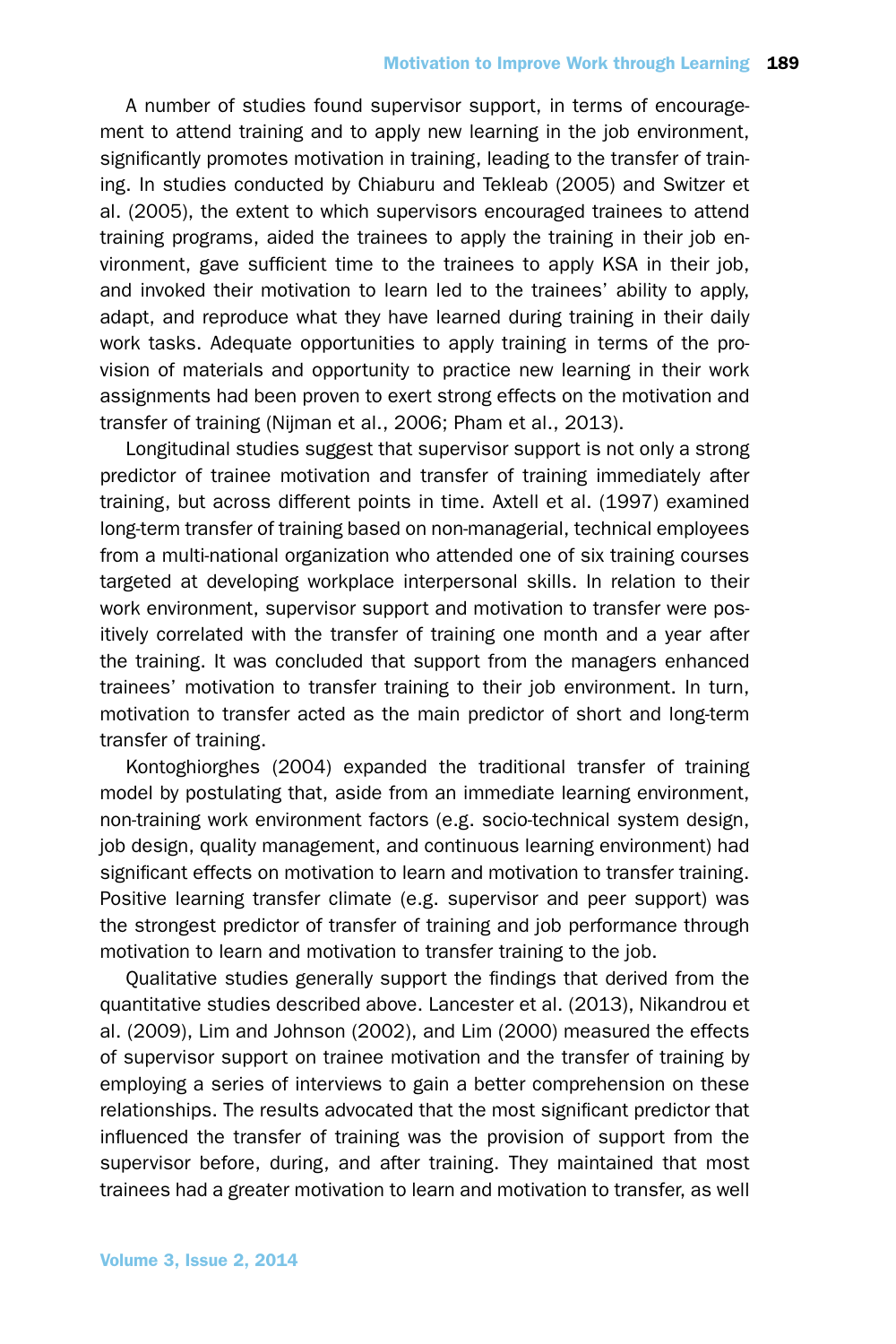A number of studies found supervisor support, in terms of encouragement to attend training and to apply new learning in the job environment, significantly promotes motivation in training, leading to the transfer of training. In studies conducted by Chiaburu and Tekleab (2005) and Switzer et al. (2005), the extent to which supervisors encouraged trainees to attend training programs, aided the trainees to apply the training in their job environment, gave sufficient time to the trainees to apply KSA in their job, and invoked their motivation to learn led to the trainees' ability to apply, adapt, and reproduce what they have learned during training in their daily work tasks. Adequate opportunities to apply training in terms of the provision of materials and opportunity to practice new learning in their work assignments had been proven to exert strong effects on the motivation and transfer of training (Nijman et al., 2006; Pham et al., 2013).

Longitudinal studies suggest that supervisor support is not only a strong predictor of trainee motivation and transfer of training immediately after training, but across different points in time. Axtell et al. (1997) examined long-term transfer of training based on non-managerial, technical employees from a multi-national organization who attended one of six training courses targeted at developing workplace interpersonal skills. In relation to their work environment, supervisor support and motivation to transfer were positively correlated with the transfer of training one month and a year after the training. It was concluded that support from the managers enhanced trainees' motivation to transfer training to their job environment. In turn, motivation to transfer acted as the main predictor of short and long-term transfer of training.

Kontoghiorghes (2004) expanded the traditional transfer of training model by postulating that, aside from an immediate learning environment, non-training work environment factors (e.g. socio-technical system design, job design, quality management, and continuous learning environment) had significant effects on motivation to learn and motivation to transfer training. Positive learning transfer climate (e.g. supervisor and peer support) was the strongest predictor of transfer of training and job performance through motivation to learn and motivation to transfer training to the job.

Qualitative studies generally support the findings that derived from the quantitative studies described above. Lancester et al. (2013), Nikandrou et al. (2009), Lim and Johnson (2002), and Lim (2000) measured the effects of supervisor support on trainee motivation and the transfer of training by employing a series of interviews to gain a better comprehension on these relationships. The results advocated that the most significant predictor that influenced the transfer of training was the provision of support from the supervisor before, during, and after training. They maintained that most trainees had a greater motivation to learn and motivation to transfer, as well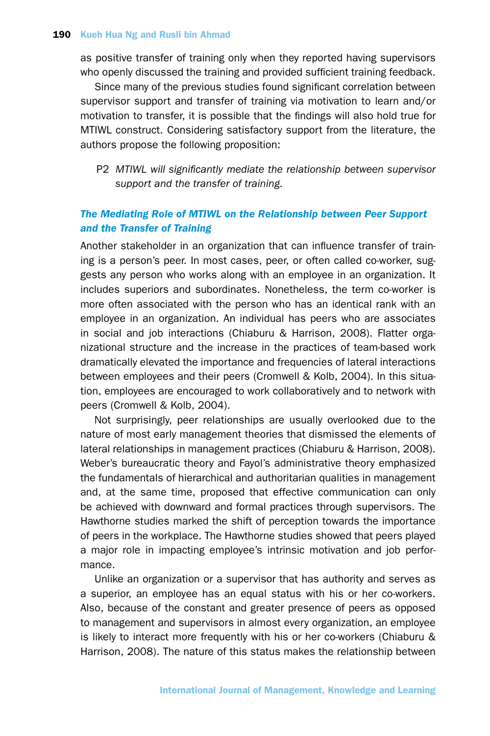as positive transfer of training only when they reported having supervisors who openly discussed the training and provided sufficient training feedback.

Since many of the previous studies found significant correlation between supervisor support and transfer of training via motivation to learn and/or motivation to transfer, it is possible that the findings will also hold true for MTIWL construct. Considering satisfactory support from the literature, the authors propose the following proposition:

> P2 *MTIWL will significantly mediate the relationship between supervisor support and the transfer of training.*

### *The Mediating Role of MTIWL on the Relationship between Peer Support and the Transfer of Training*

Another stakeholder in an organization that can influence transfer of training is a person's peer. In most cases, peer, or often called co-worker, suggests any person who works along with an employee in an organization. It includes superiors and subordinates. Nonetheless, the term co-worker is more often associated with the person who has an identical rank with an employee in an organization. An individual has peers who are associates in social and job interactions (Chiaburu & Harrison, 2008). Flatter organizational structure and the increase in the practices of team-based work dramatically elevated the importance and frequencies of lateral interactions between employees and their peers (Cromwell & Kolb, 2004). In this situation, employees are encouraged to work collaboratively and to network with peers (Cromwell & Kolb, 2004).

Not surprisingly, peer relationships are usually overlooked due to the nature of most early management theories that dismissed the elements of lateral relationships in management practices (Chiaburu & Harrison, 2008). Weber's bureaucratic theory and Fayol's administrative theory emphasized the fundamentals of hierarchical and authoritarian qualities in management and, at the same time, proposed that effective communication can only be achieved with downward and formal practices through supervisors. The Hawthorne studies marked the shift of perception towards the importance of peers in the workplace. The Hawthorne studies showed that peers played a major role in impacting employee's intrinsic motivation and job performance.

Unlike an organization or a supervisor that has authority and serves as a superior, an employee has an equal status with his or her co-workers. Also, because of the constant and greater presence of peers as opposed to management and supervisors in almost every organization, an employee is likely to interact more frequently with his or her co-workers (Chiaburu & Harrison, 2008). The nature of this status makes the relationship between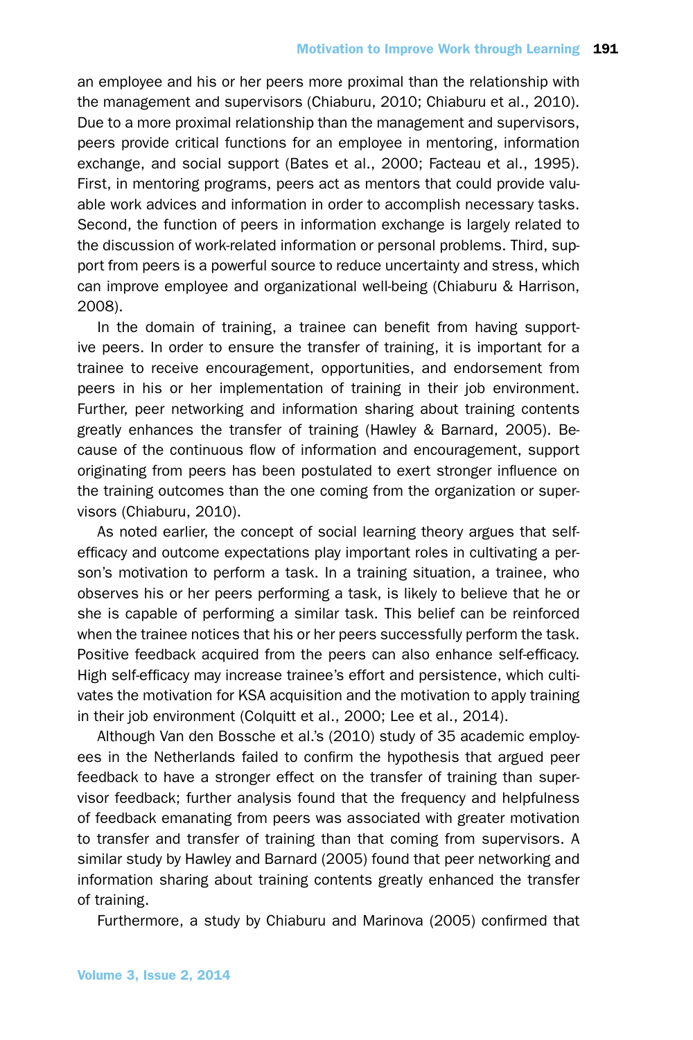an employee and his or her peers more proximal than the relationship with the management and supervisors (Chiaburu, 2010; Chiaburu et al., 2010). Due to a more proximal relationship than the management and supervisors, peers provide critical functions for an employee in mentoring, information exchange, and social support (Bates et al., 2000; Facteau et al., 1995). First, in mentoring programs, peers act as mentors that could provide valuable work advices and information in order to accomplish necessary tasks. Second, the function of peers in information exchange is largely related to the discussion of work-related information or personal problems. Third, support from peers is a powerful source to reduce uncertainty and stress, which can improve employee and organizational well-being (Chiaburu & Harrison, 2008).

In the domain of training, a trainee can benefit from having supportive peers. In order to ensure the transfer of training, it is important for a trainee to receive encouragement, opportunities, and endorsement from peers in his or her implementation of training in their job environment. Further, peer networking and information sharing about training contents greatly enhances the transfer of training (Hawley & Barnard, 2005). Because of the continuous flow of information and encouragement, support originating from peers has been postulated to exert stronger influence on the training outcomes than the one coming from the organization or supervisors (Chiaburu, 2010).

As noted earlier, the concept of social learning theory argues that self-efficacy and outcome expectations play important roles in cultivating a person's motivation to perform a task. In a training situation, a trainee, who observes his or her peers performing a task, is likely to believe that he or she is capable of performing a similar task. This belief can be reinforced when the trainee notices that his or her peers successfully perform the task. Positive feedback acquired from the peers can also enhance self-efficacy. High self-efficacy may increase trainee's effort and persistence, which cultivates the motivation for KSA acquisition and the motivation to apply training in their job environment (Colquitt et al., 2000; Lee et al., 2014).

Although Van den Bossche et al.'s (2010) study of 35 academic employees in the Netherlands failed to confirm the hypothesis that argued peer feedback to have a stronger effect on the transfer of training than supervisor feedback; further analysis found that the frequency and helpfulness of feedback emanating from peers was associated with greater motivation to transfer and transfer of training than that coming from supervisors. A similar study by Hawley and Barnard (2005) found that peer networking and information sharing about training contents greatly enhanced the transfer of training.

Furthermore, a study by Chiaburu and Marinova (2005) confirmed that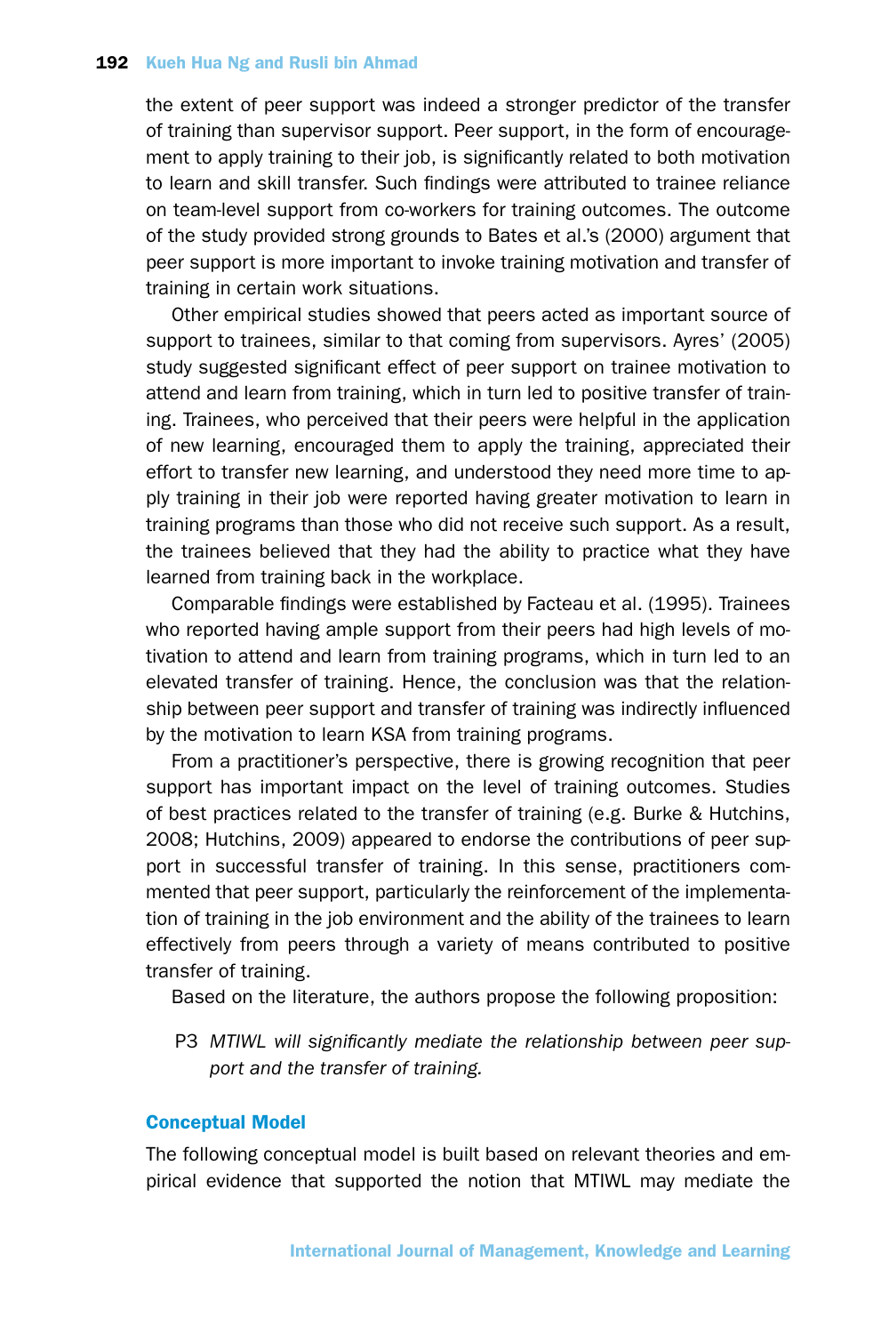the extent of peer support was indeed a stronger predictor of the transfer of training than supervisor support. Peer support, in the form of encouragement to apply training to their job, is significantly related to both motivation to learn and skill transfer. Such findings were attributed to trainee reliance on team-level support from co-workers for training outcomes. The outcome of the study provided strong grounds to Bates et al.'s (2000) argument that peer support is more important to invoke training motivation and transfer of training in certain work situations.

Other empirical studies showed that peers acted as important source of support to trainees, similar to that coming from supervisors. Ayres' (2005) study suggested significant effect of peer support on trainee motivation to attend and learn from training, which in turn led to positive transfer of training. Trainees, who perceived that their peers were helpful in the application of new learning, encouraged them to apply the training, appreciated their effort to transfer new learning, and understood they need more time to apply training in their job were reported having greater motivation to learn in training programs than those who did not receive such support. As a result, the trainees believed that they had the ability to practice what they have learned from training back in the workplace.

Comparable findings were established by Facteau et al. (1995). Trainees who reported having ample support from their peers had high levels of motivation to attend and learn from training programs, which in turn led to an elevated transfer of training. Hence, the conclusion was that the relationship between peer support and transfer of training was indirectly influenced by the motivation to learn KSA from training programs.

From a practitioner's perspective, there is growing recognition that peer support has important impact on the level of training outcomes. Studies of best practices related to the transfer of training (e.g. Burke & Hutchins, 2008; Hutchins, 2009) appeared to endorse the contributions of peer support in successful transfer of training. In this sense, practitioners commented that peer support, particularly the reinforcement of the implementation of training in the job environment and the ability of the trainees to learn effectively from peers through a variety of means contributed to positive transfer of training.

Based on the literature, the authors propose the following proposition:

P3 *MTIWL will significantly mediate the relationship between peer support and the transfer of training.*

## Conceptual Model

The following conceptual model is built based on relevant theories and empirical evidence that supported the notion that MTIWL may mediate the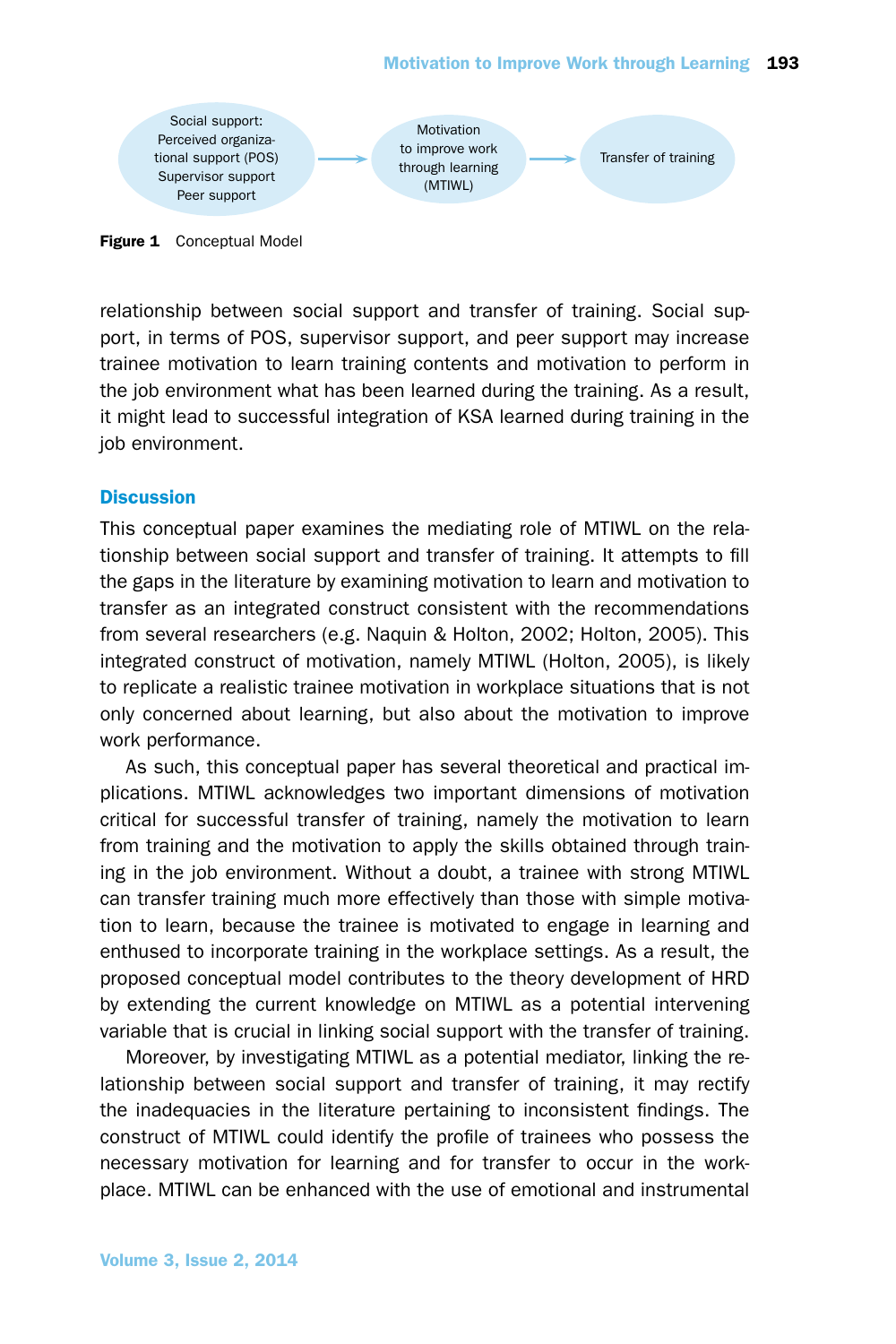Social support: Perceived organizational support (POS) Supervisor support Peer support → Motivation to improve work through learning (MTIWL) → Transfer of training

**Figure 1** Conceptual Model

relationship between social support and transfer of training. Social support, in terms of POS, supervisor support, and peer support may increase trainee motivation to learn training contents and motivation to perform in the job environment what has been learned during the training. As a result, it might lead to successful integration of KSA learned during training in the job environment.

## Discussion

This conceptual paper examines the mediating role of MTIWL on the relationship between social support and transfer of training. It attempts to fill the gaps in the literature by examining motivation to learn and motivation to transfer as an integrated construct consistent with the recommendations from several researchers (e.g. Naquin & Holton, 2002; Holton, 2005). This integrated construct of motivation, namely MTIWL (Holton, 2005), is likely to replicate a realistic trainee motivation in workplace situations that is not only concerned about learning, but also about the motivation to improve work performance.

As such, this conceptual paper has several theoretical and practical implications. MTIWL acknowledges two important dimensions of motivation critical for successful transfer of training, namely the motivation to learn from training and the motivation to apply the skills obtained through training in the job environment. Without a doubt, a trainee with strong MTIWL can transfer training much more effectively than those with simple motivation to learn, because the trainee is motivated to engage in learning and enthused to incorporate training in the workplace settings. As a result, the proposed conceptual model contributes to the theory development of HRD by extending the current knowledge on MTIWL as a potential intervening variable that is crucial in linking social support with the transfer of training.

Moreover, by investigating MTIWL as a potential mediator, linking the relationship between social support and transfer of training, it may rectify the inadequacies in the literature pertaining to inconsistent findings. The construct of MTIWL could identify the profile of trainees who possess the necessary motivation for learning and for transfer to occur in the workplace. MTIWL can be enhanced with the use of emotional and instrumental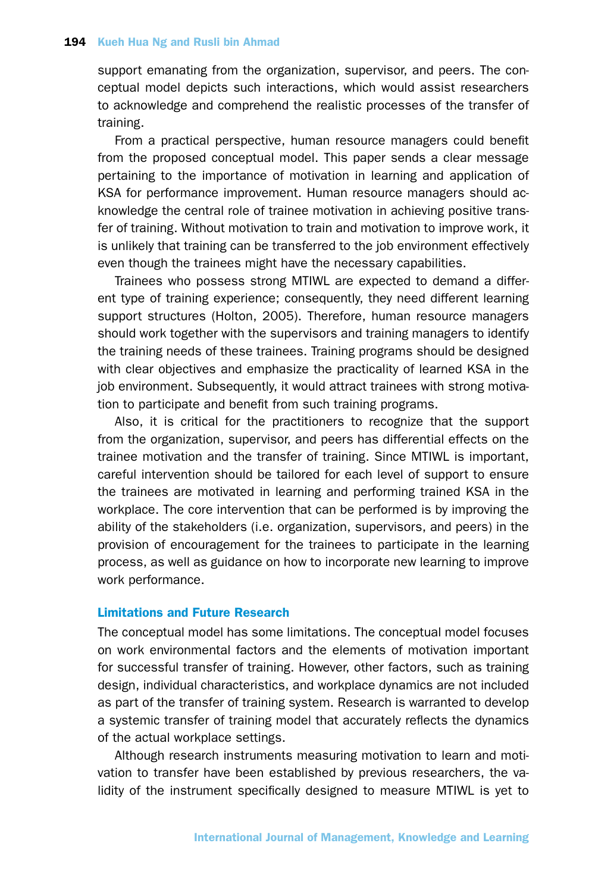support emanating from the organization, supervisor, and peers. The conceptual model depicts such interactions, which would assist researchers to acknowledge and comprehend the realistic processes of the transfer of training.

From a practical perspective, human resource managers could benefit from the proposed conceptual model. This paper sends a clear message pertaining to the importance of motivation in learning and application of KSA for performance improvement. Human resource managers should acknowledge the central role of trainee motivation in achieving positive transfer of training. Without motivation to train and motivation to improve work, it is unlikely that training can be transferred to the job environment effectively even though the trainees might have the necessary capabilities.

Trainees who possess strong MTIWL are expected to demand a different type of training experience; consequently, they need different learning support structures (Holton, 2005). Therefore, human resource managers should work together with the supervisors and training managers to identify the training needs of these trainees. Training programs should be designed with clear objectives and emphasize the practicality of learned KSA in the job environment. Subsequently, it would attract trainees with strong motivation to participate and benefit from such training programs.

Also, it is critical for the practitioners to recognize that the support from the organization, supervisor, and peers has differential effects on the trainee motivation and the transfer of training. Since MTIWL is important, careful intervention should be tailored for each level of support to ensure the trainees are motivated in learning and performing trained KSA in the workplace. The core intervention that can be performed is by improving the ability of the stakeholders (i.e. organization, supervisors, and peers) in the provision of encouragement for the trainees to participate in the learning process, as well as guidance on how to incorporate new learning to improve work performance.

### Limitations and Future Research

The conceptual model has some limitations. The conceptual model focuses on work environmental factors and the elements of motivation important for successful transfer of training. However, other factors, such as training design, individual characteristics, and workplace dynamics are not included as part of the transfer of training system. Research is warranted to develop a systemic transfer of training model that accurately reflects the dynamics of the actual workplace settings.

Although research instruments measuring motivation to learn and motivation to transfer have been established by previous researchers, the validity of the instrument specifically designed to measure MTIWL is yet to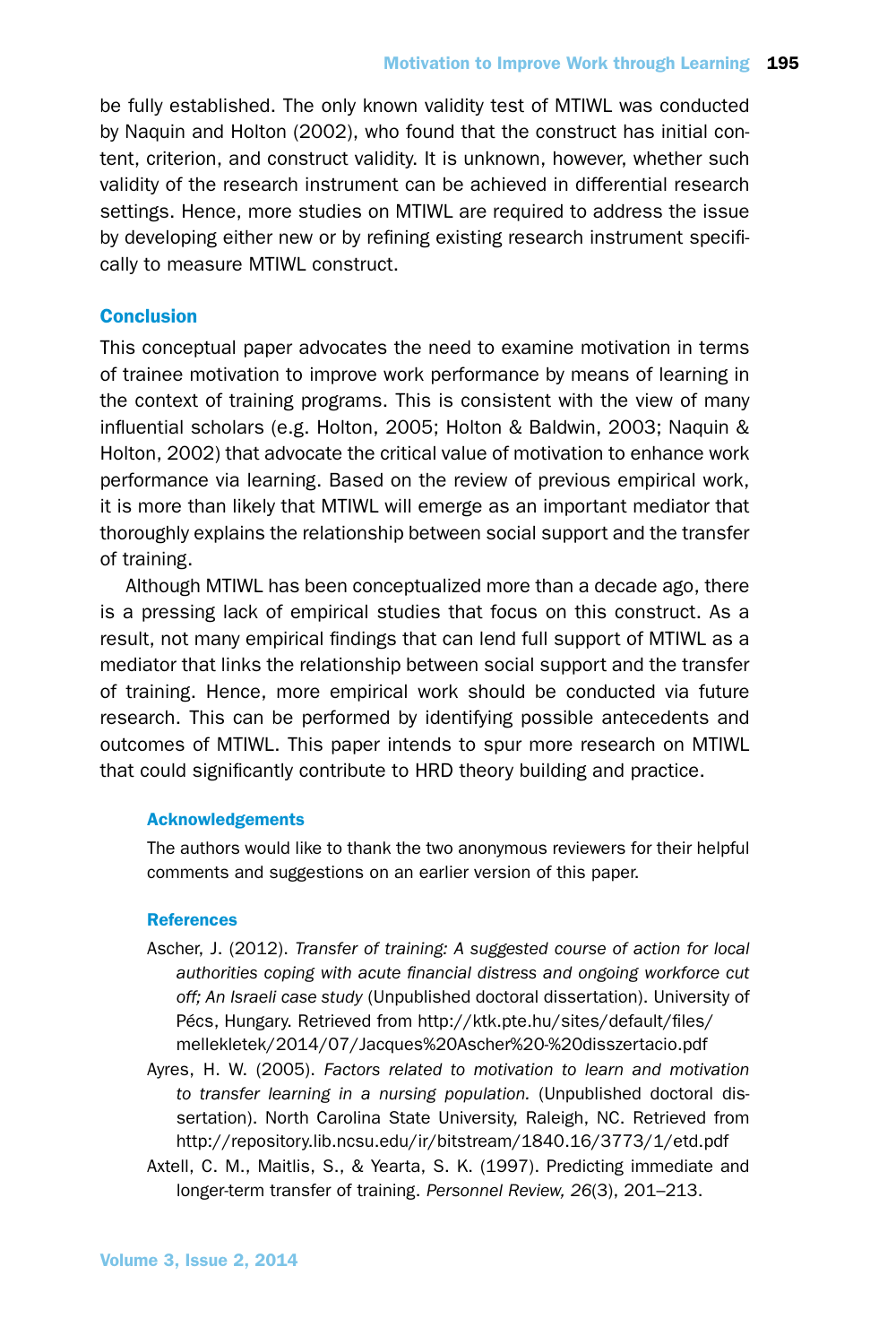be fully established. The only known validity test of MTIWL was conducted by Naquin and Holton (2002), who found that the construct has initial content, criterion, and construct validity. It is unknown, however, whether such validity of the research instrument can be achieved in differential research settings. Hence, more studies on MTIWL are required to address the issue by developing either new or by refining existing research instrument specifically to measure MTIWL construct.

## Conclusion

This conceptual paper advocates the need to examine motivation in terms of trainee motivation to improve work performance by means of learning in the context of training programs. This is consistent with the view of many influential scholars (e.g. Holton, 2005; Holton & Baldwin, 2003; Naquin & Holton, 2002) that advocate the critical value of motivation to enhance work performance via learning. Based on the review of previous empirical work, it is more than likely that MTIWL will emerge as an important mediator that thoroughly explains the relationship between social support and the transfer of training.

Although MTIWL has been conceptualized more than a decade ago, there is a pressing lack of empirical studies that focus on this construct. As a result, not many empirical findings that can lend full support of MTIWL as a mediator that links the relationship between social support and the transfer of training. Hence, more empirical work should be conducted via future research. This can be performed by identifying possible antecedents and outcomes of MTIWL. This paper intends to spur more research on MTIWL that could significantly contribute to HRD theory building and practice.

### Acknowledgements

The authors would like to thank the two anonymous reviewers for their helpful comments and suggestions on an earlier version of this paper.

### References

Ascher, J. (2012). *Transfer of training: A suggested course of action for local authorities coping with acute financial distress and ongoing workforce cut off; An Israeli case study* (Unpublished doctoral dissertation). University of Pécs, Hungary. Retrieved from http://ktk.pte.hu/sites/default/files/mellekletek/2014/07/Jacques%20Ascher%20-%20disszertacio.pdf

Ayres, H. W. (2005). *Factors related to motivation to learn and motivation to transfer learning in a nursing population.* (Unpublished doctoral dissertation). North Carolina State University, Raleigh, NC. Retrieved from http://repository.lib.ncsu.edu/ir/bitstream/1840.16/3773/1/etd.pdf

Axtell, C. M., Maitlis, S., & Yearta, S. K. (1997). Predicting immediate and longer-term transfer of training. *Personnel Review, 26*(3), 201–213.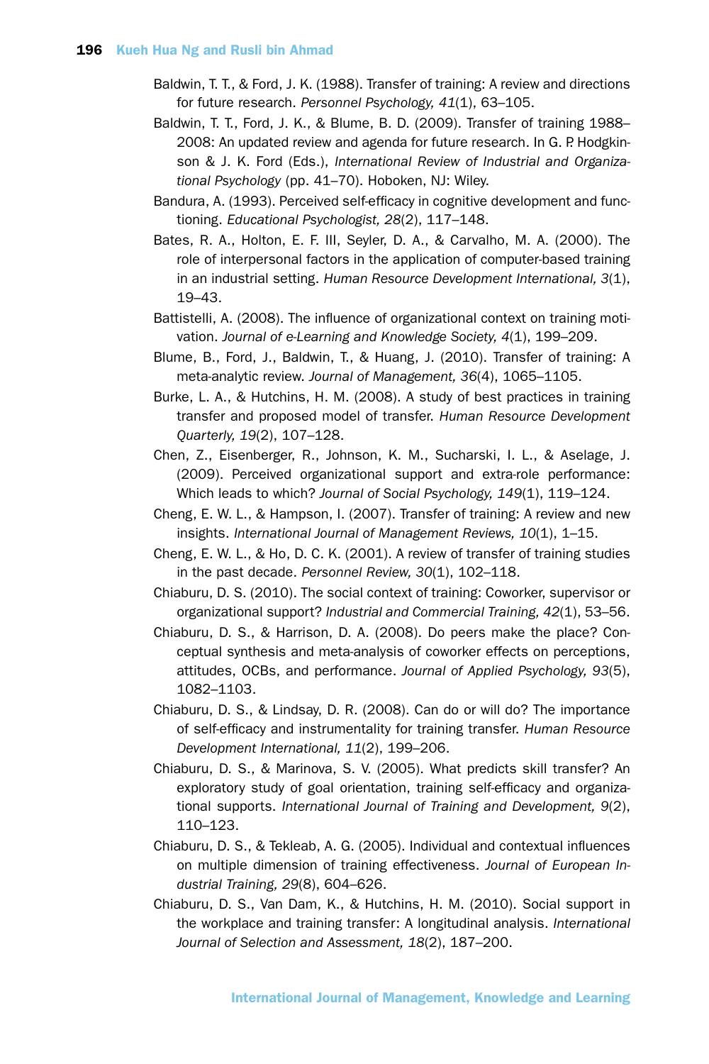Baldwin, T. T., & Ford, J. K. (1988). Transfer of training: A review and directions for future research. *Personnel Psychology, 41*(1), 63–105.

Baldwin, T. T., Ford, J. K., & Blume, B. D. (2009). Transfer of training 1988–2008: An updated review and agenda for future research. In G. P. Hodgkinson & J. K. Ford (Eds.), *International Review of Industrial and Organizational Psychology* (pp. 41–70). Hoboken, NJ: Wiley.

Bandura, A. (1993). Perceived self-efficacy in cognitive development and functioning. *Educational Psychologist, 28*(2), 117–148.

Bates, R. A., Holton, E. F. III, Seyler, D. A., & Carvalho, M. A. (2000). The role of interpersonal factors in the application of computer-based training in an industrial setting. *Human Resource Development International, 3*(1), 19–43.

Battistelli, A. (2008). The influence of organizational context on training motivation. *Journal of e-Learning and Knowledge Society, 4*(1), 199–209.

Blume, B., Ford, J., Baldwin, T., & Huang, J. (2010). Transfer of training: A meta-analytic review. *Journal of Management, 36*(4), 1065–1105.

Burke, L. A., & Hutchins, H. M. (2008). A study of best practices in training transfer and proposed model of transfer. *Human Resource Development Quarterly, 19*(2), 107–128.

Chen, Z., Eisenberger, R., Johnson, K. M., Sucharski, I. L., & Aselage, J. (2009). Perceived organizational support and extra-role performance: Which leads to which? *Journal of Social Psychology, 149*(1), 119–124.

Cheng, E. W. L., & Hampson, I. (2007). Transfer of training: A review and new insights. *International Journal of Management Reviews, 10*(1), 1–15.

Cheng, E. W. L., & Ho, D. C. K. (2001). A review of transfer of training studies in the past decade. *Personnel Review, 30*(1), 102–118.

Chiaburu, D. S. (2010). The social context of training: Coworker, supervisor or organizational support? *Industrial and Commercial Training, 42*(1), 53–56.

Chiaburu, D. S., & Harrison, D. A. (2008). Do peers make the place? Conceptual synthesis and meta-analysis of coworker effects on perceptions, attitudes, OCBs, and performance. *Journal of Applied Psychology, 93*(5), 1082–1103.

Chiaburu, D. S., & Lindsay, D. R. (2008). Can do or will do? The importance of self-efficacy and instrumentality for training transfer. *Human Resource Development International, 11*(2), 199–206.

Chiaburu, D. S., & Marinova, S. V. (2005). What predicts skill transfer? An exploratory study of goal orientation, training self-efficacy and organizational supports. *International Journal of Training and Development, 9*(2), 110–123.

Chiaburu, D. S., & Tekleab, A. G. (2005). Individual and contextual influences on multiple dimension of training effectiveness. *Journal of European Industrial Training, 29*(8), 604–626.

Chiaburu, D. S., Van Dam, K., & Hutchins, H. M. (2010). Social support in the workplace and training transfer: A longitudinal analysis. *International Journal of Selection and Assessment, 18*(2), 187–200.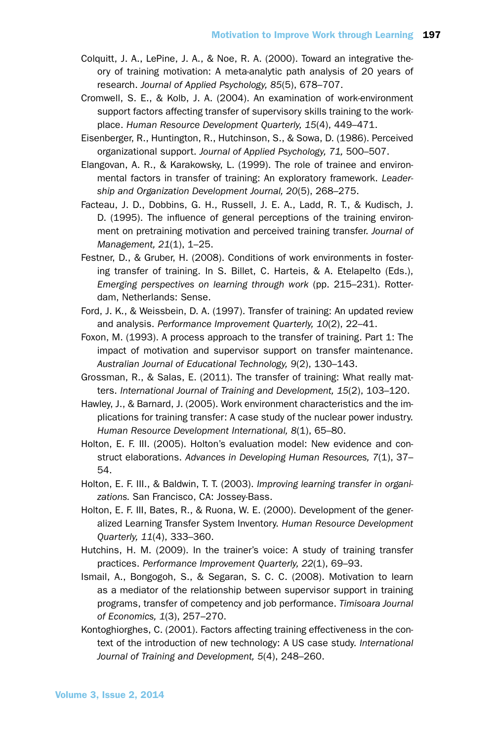Colquitt, J. A., LePine, J. A., & Noe, R. A. (2000). Toward an integrative theory of training motivation: A meta-analytic path analysis of 20 years of research. *Journal of Applied Psychology, 85*(5), 678–707.

Cromwell, S. E., & Kolb, J. A. (2004). An examination of work-environment support factors affecting transfer of supervisory skills training to the workplace. *Human Resource Development Quarterly, 15*(4), 449–471.

Eisenberger, R., Huntington, R., Hutchinson, S., & Sowa, D. (1986). Perceived organizational support. *Journal of Applied Psychology, 71,* 500–507.

Elangovan, A. R., & Karakowsky, L. (1999). The role of trainee and environmental factors in transfer of training: An exploratory framework. *Leadership and Organization Development Journal, 20*(5), 268–275.

Facteau, J. D., Dobbins, G. H., Russell, J. E. A., Ladd, R. T., & Kudisch, J. D. (1995). The influence of general perceptions of the training environment on pretraining motivation and perceived training transfer. *Journal of Management, 21*(1), 1–25.

Festner, D., & Gruber, H. (2008). Conditions of work environments in fostering transfer of training. In S. Billet, C. Harteis, & A. Etelapelto (Eds.), *Emerging perspectives on learning through work* (pp. 215–231). Rotterdam, Netherlands: Sense.

Ford, J. K., & Weissbein, D. A. (1997). Transfer of training: An updated review and analysis. *Performance Improvement Quarterly, 10*(2), 22–41.

Foxon, M. (1993). A process approach to the transfer of training. Part 1: The impact of motivation and supervisor support on transfer maintenance. *Australian Journal of Educational Technology, 9*(2), 130–143.

Grossman, R., & Salas, E. (2011). The transfer of training: What really matters. *International Journal of Training and Development, 15*(2), 103–120.

Hawley, J., & Barnard, J. (2005). Work environment characteristics and the implications for training transfer: A case study of the nuclear power industry. *Human Resource Development International, 8*(1), 65–80.

Holton, E. F. III. (2005). Holton's evaluation model: New evidence and construct elaborations. *Advances in Developing Human Resources, 7*(1), 37–54.

Holton, E. F. III., & Baldwin, T. T. (2003). *Improving learning transfer in organizations.* San Francisco, CA: Jossey-Bass.

Holton, E. F. III, Bates, R., & Ruona, W. E. (2000). Development of the generalized Learning Transfer System Inventory. *Human Resource Development Quarterly, 11*(4), 333–360.

Hutchins, H. M. (2009). In the trainer's voice: A study of training transfer practices. *Performance Improvement Quarterly, 22*(1), 69–93.

Ismail, A., Bongogoh, S., & Segaran, S. C. C. (2008). Motivation to learn as a mediator of the relationship between supervisor support in training programs, transfer of competency and job performance. *Timisoara Journal of Economics, 1*(3), 257–270.

Kontoghiorghes, C. (2001). Factors affecting training effectiveness in the context of the introduction of new technology: A US case study. *International Journal of Training and Development, 5*(4), 248–260.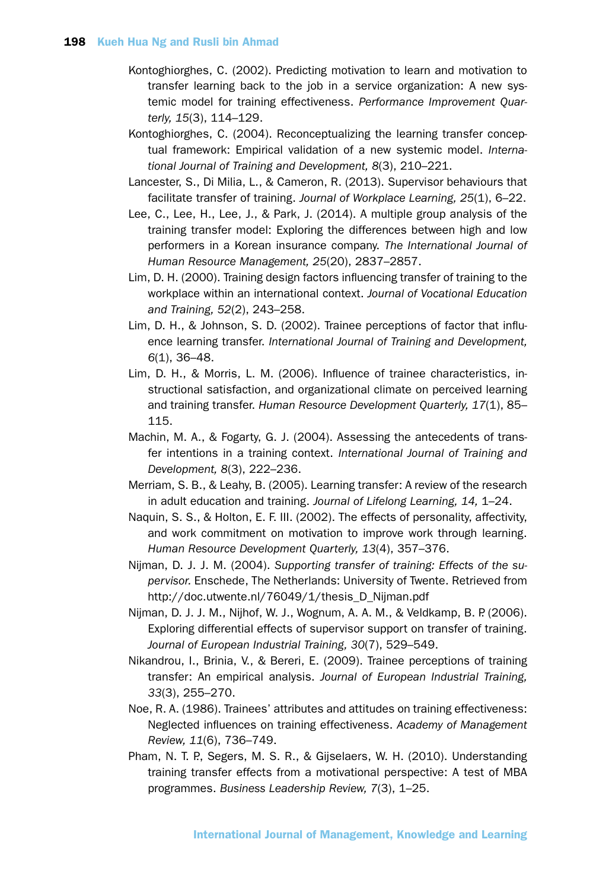Kontoghiorghes, C. (2002). Predicting motivation to learn and motivation to transfer learning back to the job in a service organization: A new systemic model for training effectiveness. *Performance Improvement Quarterly, 15*(3), 114–129.

Kontoghiorghes, C. (2004). Reconceptualizing the learning transfer conceptual framework: Empirical validation of a new systemic model. *International Journal of Training and Development, 8*(3), 210–221.

Lancester, S., Di Milia, L., & Cameron, R. (2013). Supervisor behaviours that facilitate transfer of training. *Journal of Workplace Learning, 25*(1), 6–22.

Lee, C., Lee, H., Lee, J., & Park, J. (2014). A multiple group analysis of the training transfer model: Exploring the differences between high and low performers in a Korean insurance company. *The International Journal of Human Resource Management, 25*(20), 2837–2857.

Lim, D. H. (2000). Training design factors influencing transfer of training to the workplace within an international context. *Journal of Vocational Education and Training, 52*(2), 243–258.

Lim, D. H., & Johnson, S. D. (2002). Trainee perceptions of factor that influence learning transfer. *International Journal of Training and Development, 6*(1), 36–48.

Lim, D. H., & Morris, L. M. (2006). Influence of trainee characteristics, instructional satisfaction, and organizational climate on perceived learning and training transfer. *Human Resource Development Quarterly, 17*(1), 85–115.

Machin, M. A., & Fogarty, G. J. (2004). Assessing the antecedents of transfer intentions in a training context. *International Journal of Training and Development, 8*(3), 222–236.

Merriam, S. B., & Leahy, B. (2005). Learning transfer: A review of the research in adult education and training. *Journal of Lifelong Learning, 14,* 1–24.

Naquin, S. S., & Holton, E. F. III. (2002). The effects of personality, affectivity, and work commitment on motivation to improve work through learning. *Human Resource Development Quarterly, 13*(4), 357–376.

Nijman, D. J. J. M. (2004). *Supporting transfer of training: Effects of the supervisor.* Enschede, The Netherlands: University of Twente. Retrieved from http://doc.utwente.nl/76049/1/thesis_D_Nijman.pdf

Nijman, D. J. J. M., Nijhof, W. J., Wognum, A. A. M., & Veldkamp, B. P. (2006). Exploring differential effects of supervisor support on transfer of training. *Journal of European Industrial Training, 30*(7), 529–549.

Nikandrou, I., Brinia, V., & Bereri, E. (2009). Trainee perceptions of training transfer: An empirical analysis. *Journal of European Industrial Training, 33*(3), 255–270.

Noe, R. A. (1986). Trainees' attributes and attitudes on training effectiveness: Neglected influences on training effectiveness. *Academy of Management Review, 11*(6), 736–749.

Pham, N. T. P., Segers, M. S. R., & Gijselaers, W. H. (2010). Understanding training transfer effects from a motivational perspective: A test of MBA programmes. *Business Leadership Review, 7*(3), 1–25.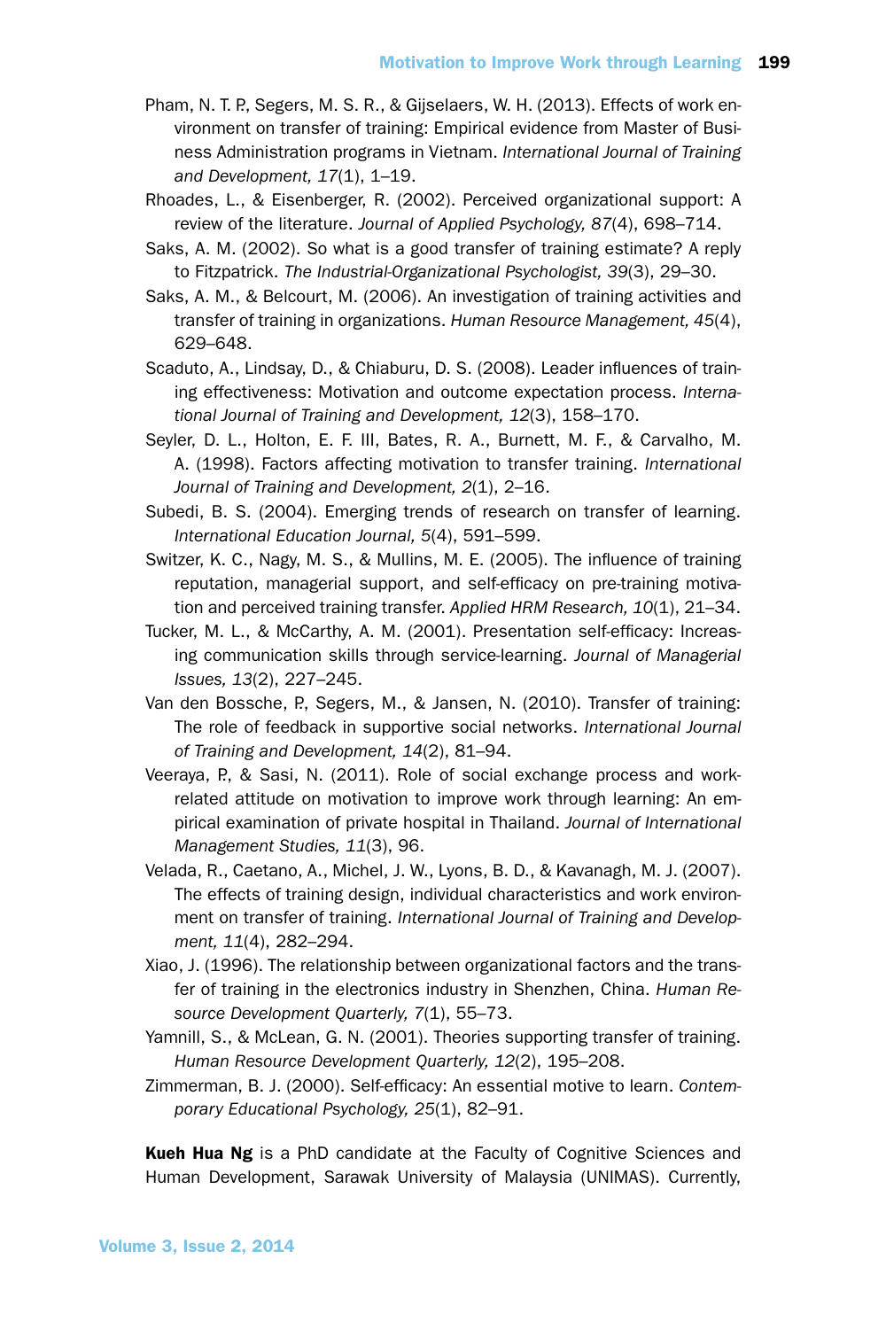Pham, N. T. P., Segers, M. S. R., & Gijselaers, W. H. (2013). Effects of work environment on transfer of training: Empirical evidence from Master of Business Administration programs in Vietnam. *International Journal of Training and Development, 17*(1), 1–19.

Rhoades, L., & Eisenberger, R. (2002). Perceived organizational support: A review of the literature. *Journal of Applied Psychology, 87*(4), 698–714.

Saks, A. M. (2002). So what is a good transfer of training estimate? A reply to Fitzpatrick. *The Industrial-Organizational Psychologist, 39*(3), 29–30.

Saks, A. M., & Belcourt, M. (2006). An investigation of training activities and transfer of training in organizations. *Human Resource Management, 45*(4), 629–648.

Scaduto, A., Lindsay, D., & Chiaburu, D. S. (2008). Leader influences of training effectiveness: Motivation and outcome expectation process. *International Journal of Training and Development, 12*(3), 158–170.

Seyler, D. L., Holton, E. F. III, Bates, R. A., Burnett, M. F., & Carvalho, M. A. (1998). Factors affecting motivation to transfer training. *International Journal of Training and Development, 2*(1), 2–16.

Subedi, B. S. (2004). Emerging trends of research on transfer of learning. *International Education Journal, 5*(4), 591–599.

Switzer, K. C., Nagy, M. S., & Mullins, M. E. (2005). The influence of training reputation, managerial support, and self-efficacy on pre-training motivation and perceived training transfer. *Applied HRM Research, 10*(1), 21–34.

Tucker, M. L., & McCarthy, A. M. (2001). Presentation self-efficacy: Increasing communication skills through service-learning. *Journal of Managerial Issues, 13*(2), 227–245.

Van den Bossche, P., Segers, M., & Jansen, N. (2010). Transfer of training: The role of feedback in supportive social networks. *International Journal of Training and Development, 14*(2), 81–94.

Veeraya, P., & Sasi, N. (2011). Role of social exchange process and work-related attitude on motivation to improve work through learning: An empirical examination of private hospital in Thailand. *Journal of International Management Studies, 11*(3), 96.

Velada, R., Caetano, A., Michel, J. W., Lyons, B. D., & Kavanagh, M. J. (2007). The effects of training design, individual characteristics and work environment on transfer of training. *International Journal of Training and Development, 11*(4), 282–294.

Xiao, J. (1996). The relationship between organizational factors and the transfer of training in the electronics industry in Shenzhen, China. *Human Resource Development Quarterly, 7*(1), 55–73.

Yamnill, S., & McLean, G. N. (2001). Theories supporting transfer of training. *Human Resource Development Quarterly, 12*(2), 195–208.

Zimmerman, B. J. (2000). Self-efficacy: An essential motive to learn. *Contemporary Educational Psychology, 25*(1), 82–91.

**Kueh Hua Ng** is a PhD candidate at the Faculty of Cognitive Sciences and Human Development, Sarawak University of Malaysia (UNIMAS). Currently,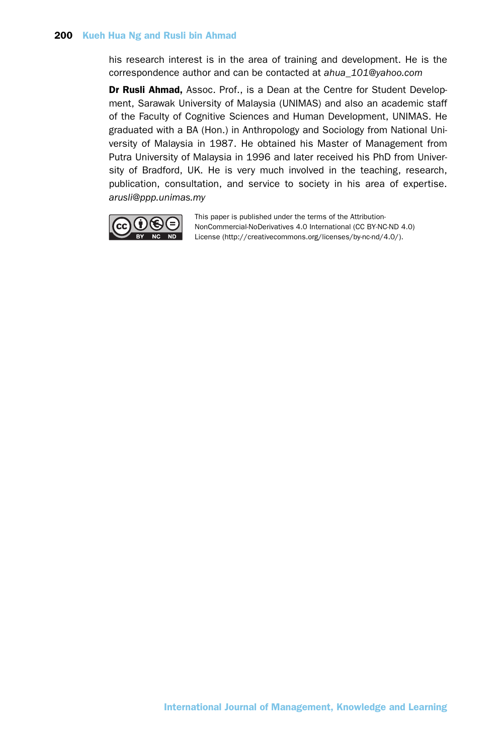his research interest is in the area of training and development. He is the correspondence author and can be contacted at *ahua_101@yahoo.com*

**Dr Rusli Ahmad,** Assoc. Prof., is a Dean at the Centre for Student Development, Sarawak University of Malaysia (UNIMAS) and also an academic staff of the Faculty of Cognitive Sciences and Human Development, UNIMAS. He graduated with a BA (Hon.) in Anthropology and Sociology from National University of Malaysia in 1987. He obtained his Master of Management from Putra University of Malaysia in 1996 and later received his PhD from University of Bradford, UK. He is very much involved in the teaching, research, publication, consultation, and service to society in his area of expertise. *arusli@ppp.unimas.my*

This paper is published under the terms of the Attribution-NonCommercial-NoDerivatives 4.0 International (CC BY-NC-ND 4.0) License (http://creativecommons.org/licenses/by-nc-nd/4.0/).